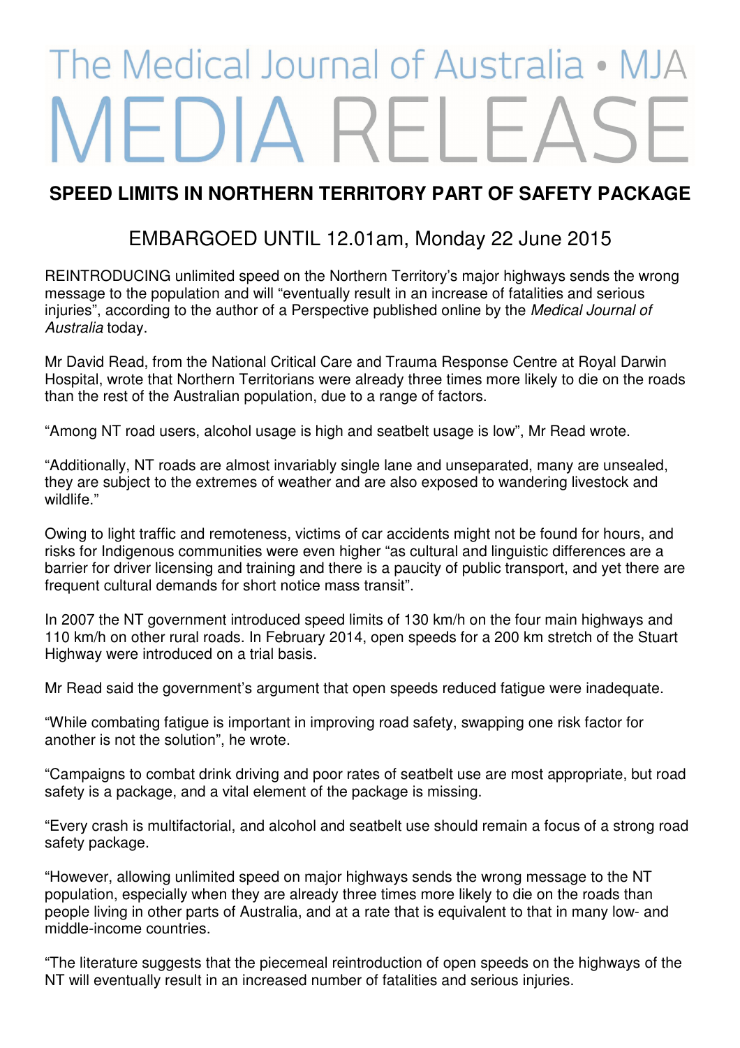# The Medical Journal of Australia • MJA MEDIA RELEASE

## SPEED LIMITS IN NORTHERN TERRITORY PART OF SAFETY PACKAGE

### EMBARGOED UNTIL 12.01am, Monday 22 June 2015

REINTRODUCING unlimited speed on the Northern Territory's major highways sends the wrong message to the population and will "eventually result in an increase of fatalities and serious injuries", according to the author of a Perspective published online by the *Medical Journal of Australia* today.

Mr David Read, from the National Critical Care and Trauma Response Centre at Royal Darwin Hospital, wrote that Northern Territorians were already three times more likely to die on the roads than the rest of the Australian population, due to a range of factors.

"Among NT road users, alcohol usage is high and seatbelt usage is low", Mr Read wrote.

"Additionally, NT roads are almost invariably single lane and unseparated, many are unsealed, they are subject to the extremes of weather and are also exposed to wandering livestock and wildlife."

Owing to light traffic and remoteness, victims of car accidents might not be found for hours, and risks for Indigenous communities were even higher "as cultural and linguistic differences are a barrier for driver licensing and training and there is a paucity of public transport, and yet there are frequent cultural demands for short notice mass transit".

In 2007 the NT government introduced speed limits of 130 km/h on the four main highways and 110 km/h on other rural roads. In February 2014, open speeds for a 200 km stretch of the Stuart Highway were introduced on a trial basis.

Mr Read said the government's argument that open speeds reduced fatigue were inadequate.

"While combating fatigue is important in improving road safety, swapping one risk factor for another is not the solution", he wrote.

"Campaigns to combat drink driving and poor rates of seatbelt use are most appropriate, but road safety is a package, and a vital element of the package is missing.

"Every crash is multifactorial, and alcohol and seatbelt use should remain a focus of a strong road safety package.

"However, allowing unlimited speed on major highways sends the wrong message to the NT population, especially when they are already three times more likely to die on the roads than people living in other parts of Australia, and at a rate that is equivalent to that in many low- and middle-income countries.

"The literature suggests that the piecemeal reintroduction of open speeds on the highways of the NT will eventually result in an increased number of fatalities and serious injuries.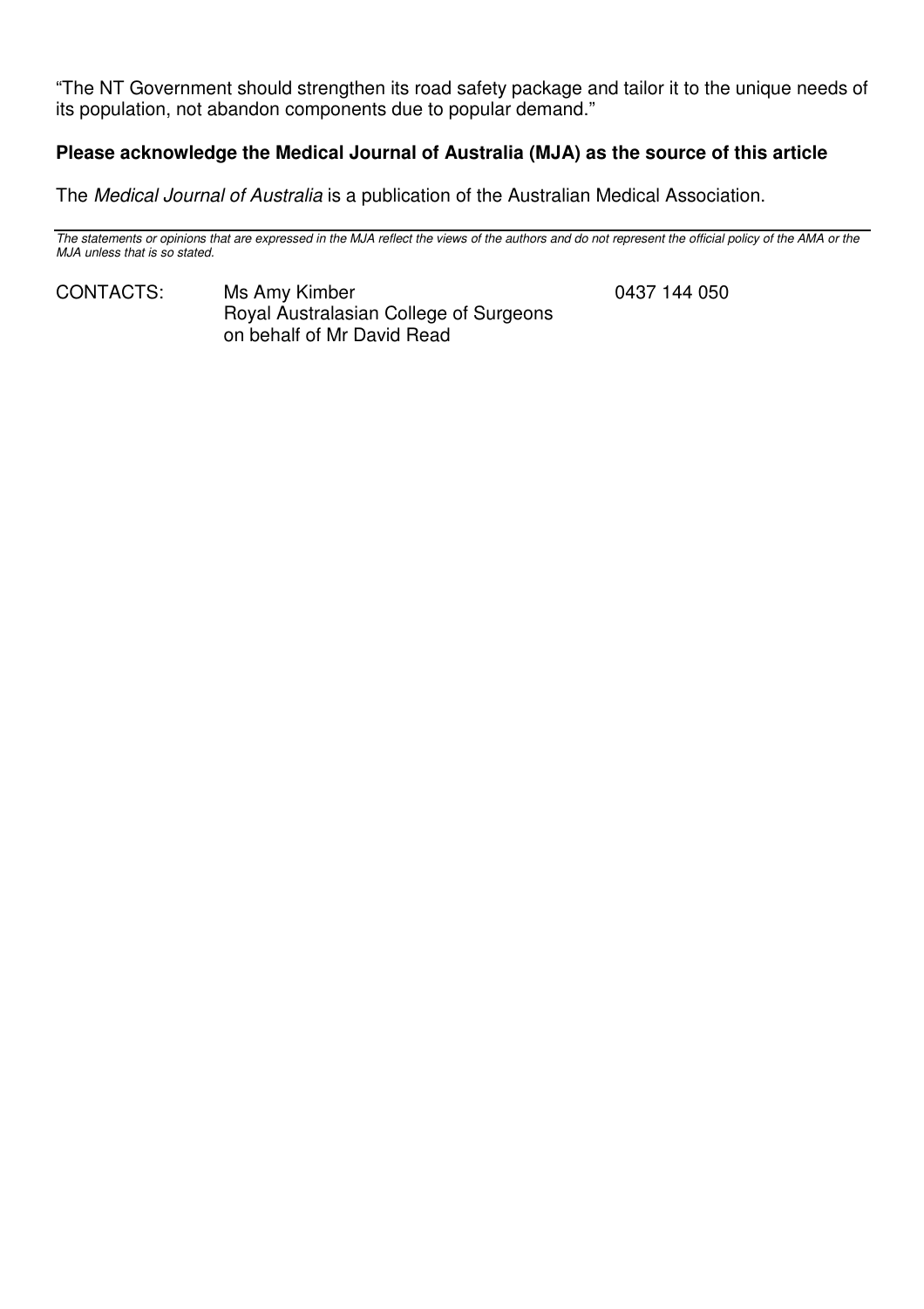"The NT Government should strengthen its road safety package and tailor it to the unique needs of its population, not abandon components due to popular demand."

**Please acknowledge the Medical Journal of Australia (MJA) as the source of this article**

The *Medical Journal of Australia* is a publication of the Australian Medical Association.

---

*The statements or opinions that are expressed in the MJA reflect the views of the authors and do not represent the official policy of the AMA or the MJA unless that is so stated.*

CONTACTS: Ms Amy Kimber 0437 144 050
Royal Australasian College of Surgeons
on behalf of Mr David Read